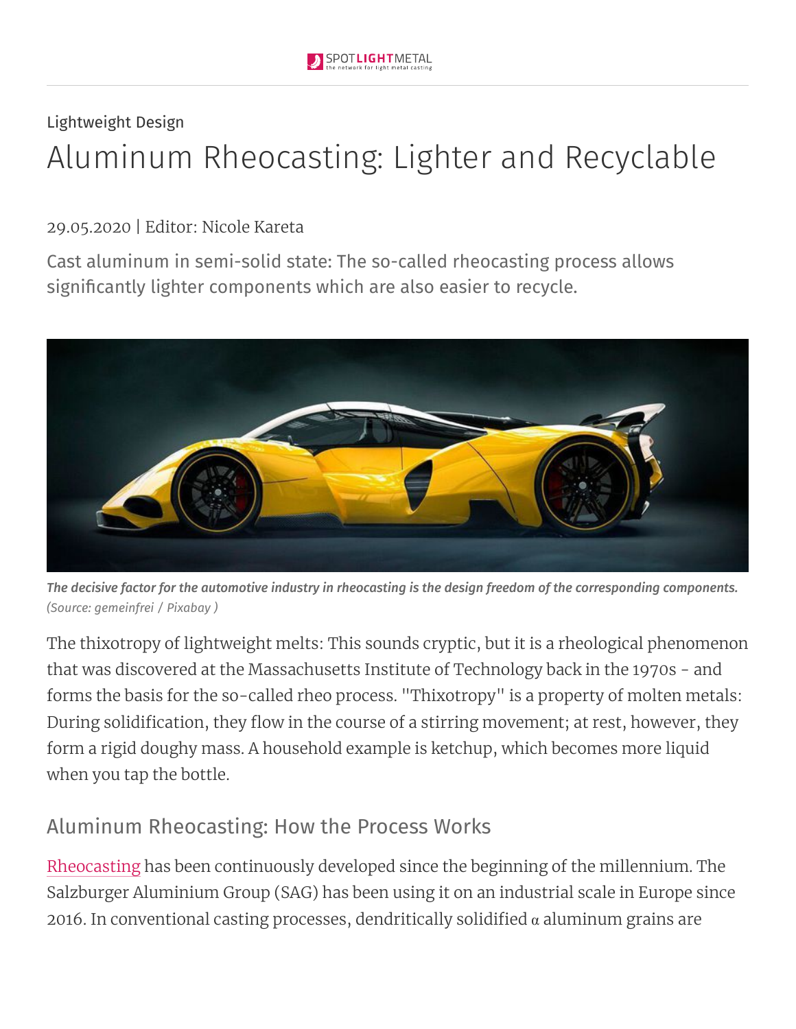Lightweight Design

# Aluminum Rheocasting: Lighter and Recyclable

29.05.2020 | Editor: Nicole Kareta

Cast aluminum in semi-solid state: The so-called rheocasting process allows significantly lighter components which are also easier to recycle.

***The decisive factor for the automotive industry in rheocasting is the design freedom of the corresponding components.***
*(Source: gemeinfrei / Pixabay )*

The thixotropy of lightweight melts: This sounds cryptic, but it is a rheological phenomenon that was discovered at the Massachusetts Institute of Technology back in the 1970s - and forms the basis for the so-called rheo process. "Thixotropy" is a property of molten metals: During solidification, they flow in the course of a stirring movement; at rest, however, they form a rigid doughy mass. A household example is ketchup, which becomes more liquid when you tap the bottle.

## Aluminum Rheocasting: How the Process Works

Rheocasting has been continuously developed since the beginning of the millennium. The Salzburger Aluminium Group (SAG) has been using it on an industrial scale in Europe since 2016. In conventional casting processes, dendritically solidified α aluminum grains are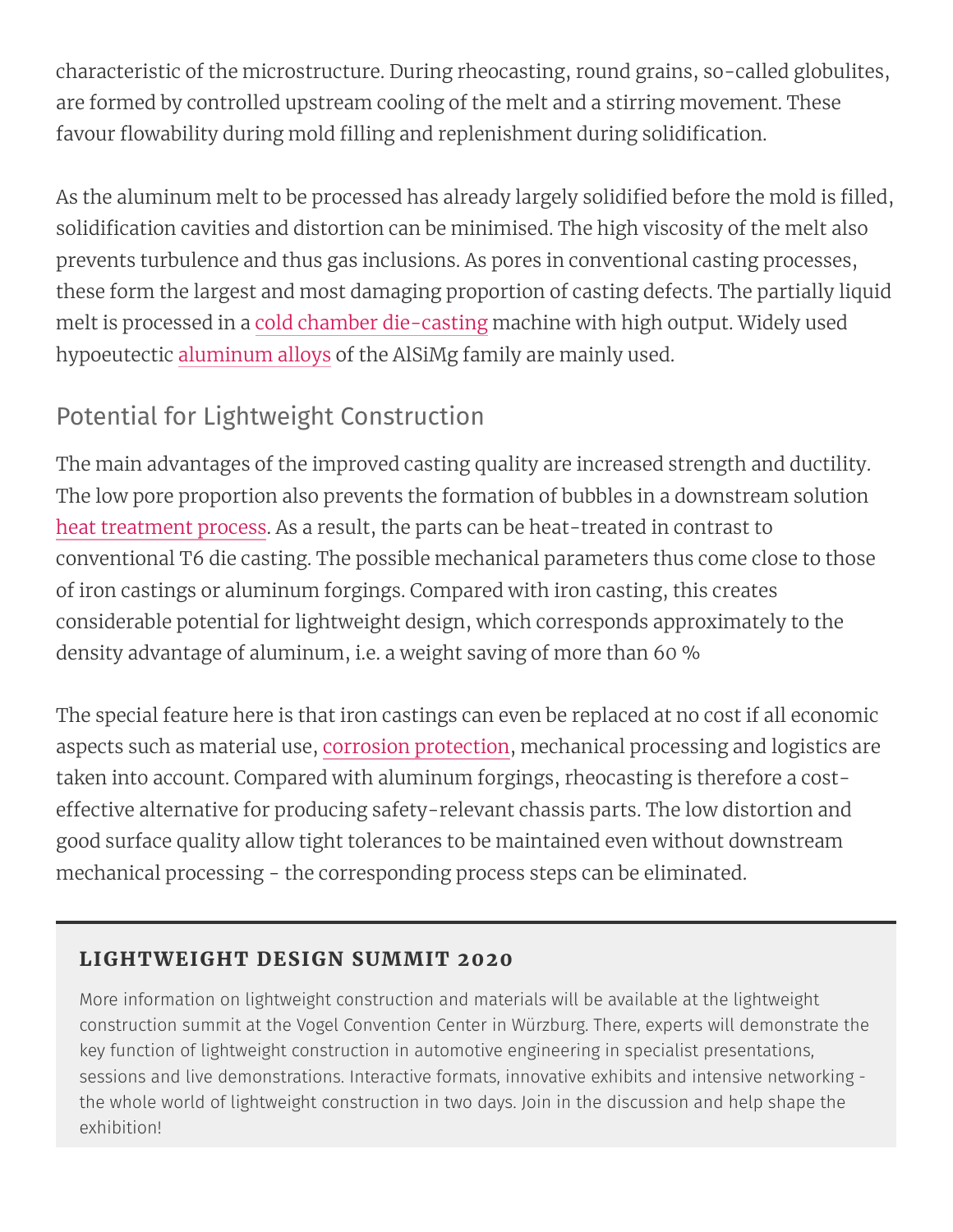characteristic of the microstructure. During rheocasting, round grains, so-called globulites, are formed by controlled upstream cooling of the melt and a stirring movement. These favour flowability during mold filling and replenishment during solidification.

As the aluminum melt to be processed has already largely solidified before the mold is filled, solidification cavities and distortion can be minimised. The high viscosity of the melt also prevents turbulence and thus gas inclusions. As pores in conventional casting processes, these form the largest and most damaging proportion of casting defects. The partially liquid melt is processed in a cold chamber die-casting machine with high output. Widely used hypoeutectic aluminum alloys of the AlSiMg family are mainly used.

## Potential for Lightweight Construction

The main advantages of the improved casting quality are increased strength and ductility. The low pore proportion also prevents the formation of bubbles in a downstream solution heat treatment process. As a result, the parts can be heat-treated in contrast to conventional T6 die casting. The possible mechanical parameters thus come close to those of iron castings or aluminum forgings. Compared with iron casting, this creates considerable potential for lightweight design, which corresponds approximately to the density advantage of aluminum, i.e. a weight saving of more than 60 %

The special feature here is that iron castings can even be replaced at no cost if all economic aspects such as material use, corrosion protection, mechanical processing and logistics are taken into account. Compared with aluminum forgings, rheocasting is therefore a cost-effective alternative for producing safety-relevant chassis parts. The low distortion and good surface quality allow tight tolerances to be maintained even without downstream mechanical processing - the corresponding process steps can be eliminated.

### LIGHTWEIGHT DESIGN SUMMIT 2020

More information on lightweight construction and materials will be available at the lightweight construction summit at the Vogel Convention Center in Würzburg. There, experts will demonstrate the key function of lightweight construction in automotive engineering in specialist presentations, sessions and live demonstrations. Interactive formats, innovative exhibits and intensive networking - the whole world of lightweight construction in two days. Join in the discussion and help shape the exhibition!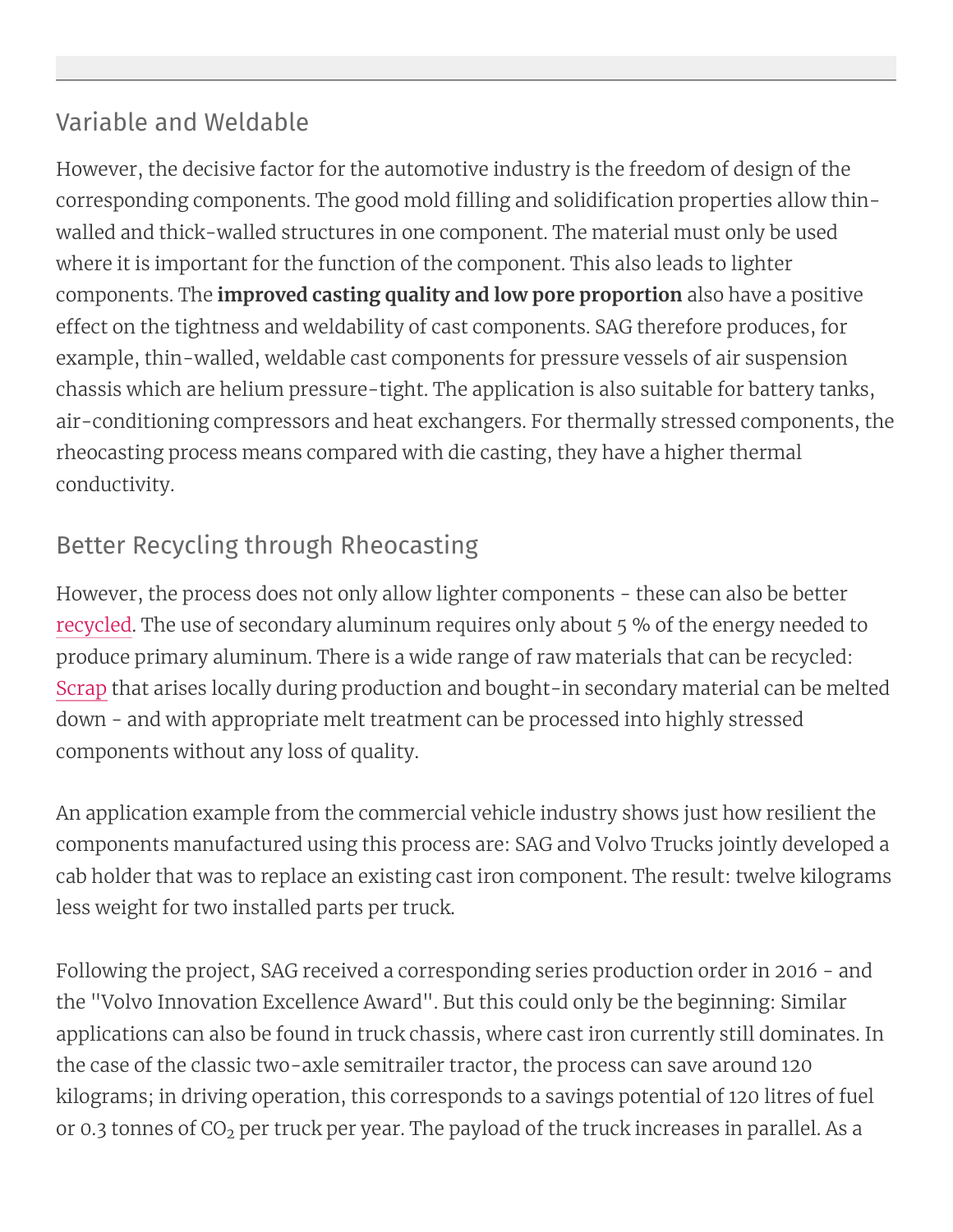## Variable and Weldable

However, the decisive factor for the automotive industry is the freedom of design of the corresponding components. The good mold filling and solidification properties allow thin-walled and thick-walled structures in one component. The material must only be used where it is important for the function of the component. This also leads to lighter components. The **improved casting quality and low pore proportion** also have a positive effect on the tightness and weldability of cast components. SAG therefore produces, for example, thin-walled, weldable cast components for pressure vessels of air suspension chassis which are helium pressure-tight. The application is also suitable for battery tanks, air-conditioning compressors and heat exchangers. For thermally stressed components, the rheocasting process means compared with die casting, they have a higher thermal conductivity.

## Better Recycling through Rheocasting

However, the process does not only allow lighter components - these can also be better recycled. The use of secondary aluminum requires only about 5 % of the energy needed to produce primary aluminum. There is a wide range of raw materials that can be recycled: Scrap that arises locally during production and bought-in secondary material can be melted down - and with appropriate melt treatment can be processed into highly stressed components without any loss of quality.

An application example from the commercial vehicle industry shows just how resilient the components manufactured using this process are: SAG and Volvo Trucks jointly developed a cab holder that was to replace an existing cast iron component. The result: twelve kilograms less weight for two installed parts per truck.

Following the project, SAG received a corresponding series production order in 2016 - and the "Volvo Innovation Excellence Award". But this could only be the beginning: Similar applications can also be found in truck chassis, where cast iron currently still dominates. In the case of the classic two-axle semitrailer tractor, the process can save around 120 kilograms; in driving operation, this corresponds to a savings potential of 120 litres of fuel or 0.3 tonnes of $CO_2$ per truck per year. The payload of the truck increases in parallel. As a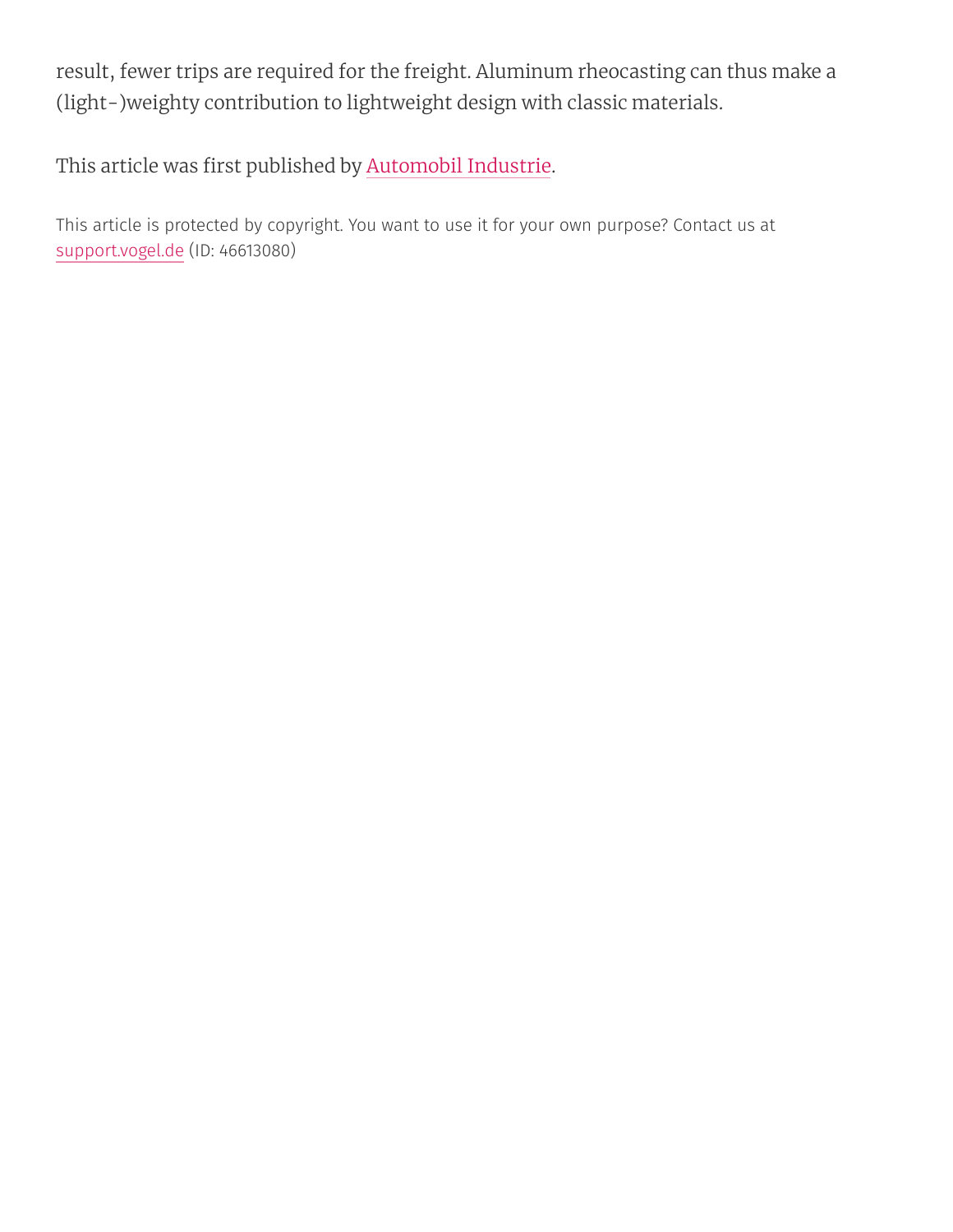result, fewer trips are required for the freight. Aluminum rheocasting can thus make a (light-)weighty contribution to lightweight design with classic materials.

This article was first published by Automobil Industrie.

This article is protected by copyright. You want to use it for your own purpose? Contact us at support.vogel.de (ID: 46613080)